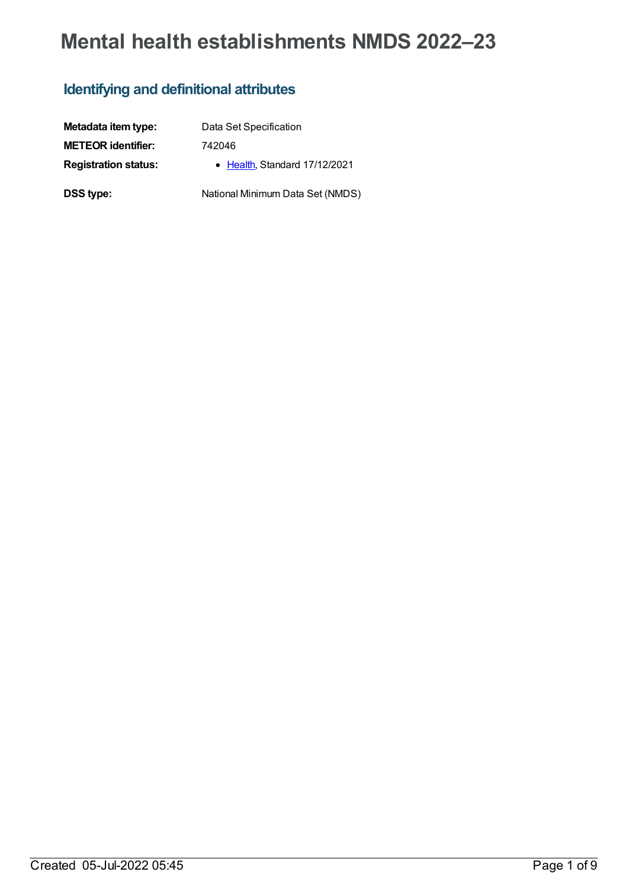# Mental health establishments NMDS 2022–23

## Identifying and definitional attributes

**Metadata item type:** Data Set Specification

**METEOR identifier:** 742046

**Registration status:**

- Health, Standard 17/12/2021

**DSS type:** National Minimum Data Set (NMDS)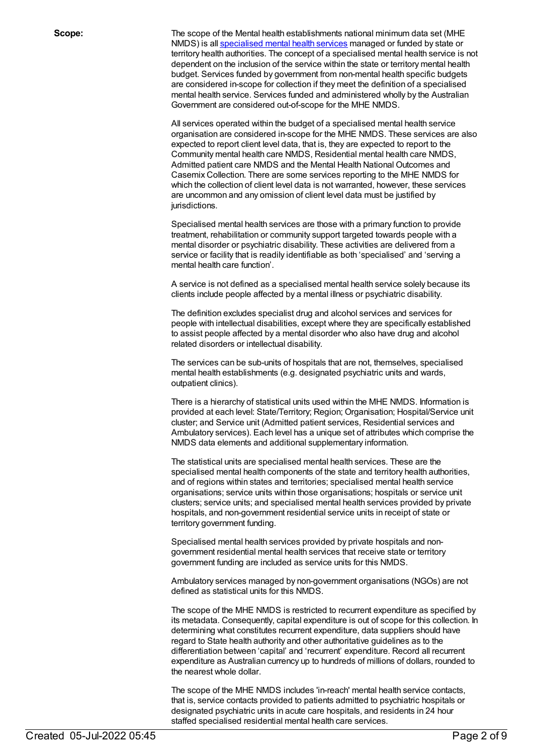**Scope:**

The scope of the Mental health establishments national minimum data set (MHE NMDS) is all [specialised mental health services](#) managed or funded by state or territory health authorities. The concept of a specialised mental health service is not dependent on the inclusion of the service within the state or territory mental health budget. Services funded by government from non-mental health specific budgets are considered in-scope for collection if they meet the definition of a specialised mental health service. Services funded and administered wholly by the Australian Government are considered out-of-scope for the MHE NMDS.

All services operated within the budget of a specialised mental health service organisation are considered in-scope for the MHE NMDS. These services are also expected to report client level data, that is, they are expected to report to the Community mental health care NMDS, Residential mental health care NMDS, Admitted patient care NMDS and the Mental Health National Outcomes and Casemix Collection. There are some services reporting to the MHE NMDS for which the collection of client level data is not warranted, however, these services are uncommon and any omission of client level data must be justified by jurisdictions.

Specialised mental health services are those with a primary function to provide treatment, rehabilitation or community support targeted towards people with a mental disorder or psychiatric disability. These activities are delivered from a service or facility that is readily identifiable as both 'specialised' and 'serving a mental health care function'.

A service is not defined as a specialised mental health service solely because its clients include people affected by a mental illness or psychiatric disability.

The definition excludes specialist drug and alcohol services and services for people with intellectual disabilities, except where they are specifically established to assist people affected by a mental disorder who also have drug and alcohol related disorders or intellectual disability.

The services can be sub-units of hospitals that are not, themselves, specialised mental health establishments (e.g. designated psychiatric units and wards, outpatient clinics).

There is a hierarchy of statistical units used within the MHE NMDS. Information is provided at each level: State/Territory; Region; Organisation; Hospital/Service unit cluster; and Service unit (Admitted patient services, Residential services and Ambulatory services). Each level has a unique set of attributes which comprise the NMDS data elements and additional supplementary information.

The statistical units are specialised mental health services. These are the specialised mental health components of the state and territory health authorities, and of regions within states and territories; specialised mental health service organisations; service units within those organisations; hospitals or service unit clusters; service units; and specialised mental health services provided by private hospitals, and non-government residential service units in receipt of state or territory government funding.

Specialised mental health services provided by private hospitals and non-government residential mental health services that receive state or territory government funding are included as service units for this NMDS.

Ambulatory services managed by non-government organisations (NGOs) are not defined as statistical units for this NMDS.

The scope of the MHE NMDS is restricted to recurrent expenditure as specified by its metadata. Consequently, capital expenditure is out of scope for this collection. In determining what constitutes recurrent expenditure, data suppliers should have regard to State health authority and other authoritative guidelines as to the differentiation between 'capital' and 'recurrent' expenditure. Record all recurrent expenditure as Australian currency up to hundreds of millions of dollars, rounded to the nearest whole dollar.

The scope of the MHE NMDS includes 'in-reach' mental health service contacts, that is, service contacts provided to patients admitted to psychiatric hospitals or designated psychiatric units in acute care hospitals, and residents in 24 hour staffed specialised residential mental health care services.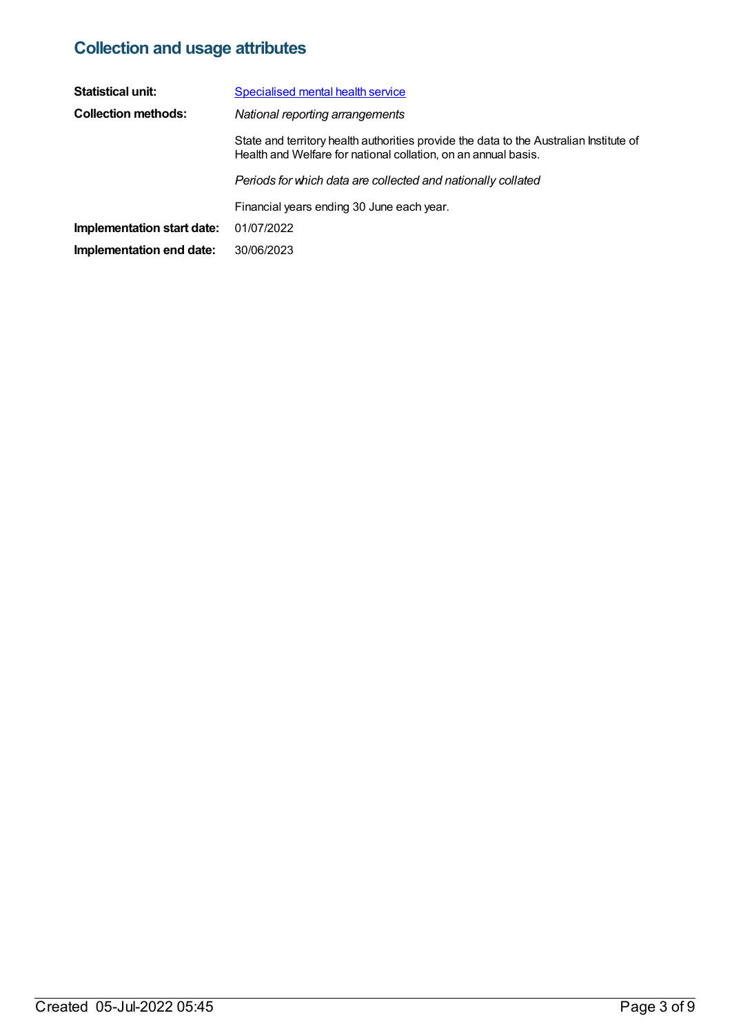## Collection and usage attributes

**Statistical unit:** Specialised mental health service

**Collection methods:** *National reporting arrangements*

State and territory health authorities provide the data to the Australian Institute of Health and Welfare for national collation, on an annual basis.

*Periods for which data are collected and nationally collated*

Financial years ending 30 June each year.

**Implementation start date:** 01/07/2022

**Implementation end date:** 30/06/2023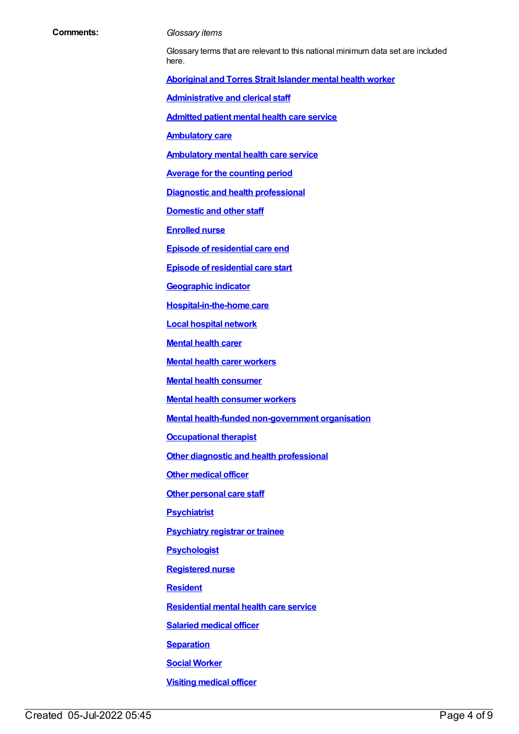**Comments:**

*Glossary items*

Glossary terms that are relevant to this national minimum data set are included here.

**Aboriginal and Torres Strait Islander mental health worker**

**Administrative and clerical staff**

**Admitted patient mental health care service**

**Ambulatory care**

**Ambulatory mental health care service**

**Average for the counting period**

**Diagnostic and health professional**

**Domestic and other staff**

**Enrolled nurse**

**Episode of residential care end**

**Episode of residential care start**

**Geographic indicator**

**Hospital-in-the-home care**

**Local hospital network**

**Mental health carer**

**Mental health carer workers**

**Mental health consumer**

**Mental health consumer workers**

**Mental health-funded non-government organisation**

**Occupational therapist**

**Other diagnostic and health professional**

**Other medical officer**

**Other personal care staff**

**Psychiatrist**

**Psychiatry registrar or trainee**

**Psychologist**

**Registered nurse**

**Resident**

**Residential mental health care service**

**Salaried medical officer**

**Separation**

**Social Worker**

**Visiting medical officer**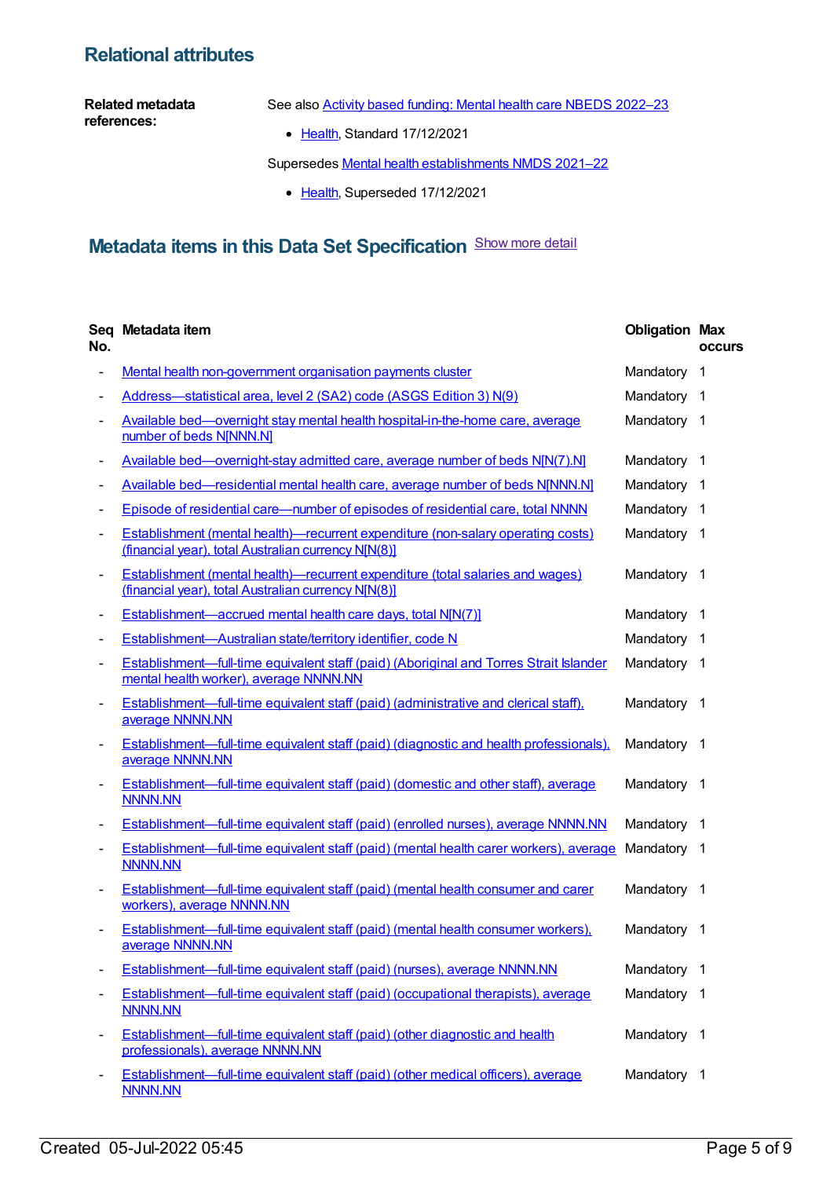## Relational attributes

**Related metadata references:**

See also Activity based funding: Mental health care NBEDS 2022–23

- Health, Standard 17/12/2021

Supersedes Mental health establishments NMDS 2021–22

- Health, Superseded 17/12/2021

## Metadata items in this Data Set Specification

Show more detail

| Seq No. | Metadata item | Obligation | Max occurs |
|---|---|---|---|
| - | Mental health non-government organisation payments cluster | Mandatory | 1 |
| - | Address—statistical area, level 2 (SA2) code (ASGS Edition 3) N(9) | Mandatory | 1 |
| - | Available bed—overnight stay mental health hospital-in-the-home care, average number of beds N[NNN.N] | Mandatory | 1 |
| - | Available bed—overnight-stay admitted care, average number of beds N[N(7).N] | Mandatory | 1 |
| - | Available bed—residential mental health care, average number of beds N[NNN.N] | Mandatory | 1 |
| - | Episode of residential care—number of episodes of residential care, total NNNN | Mandatory | 1 |
| - | Establishment (mental health)—recurrent expenditure (non-salary operating costs) (financial year), total Australian currency N[N(8)] | Mandatory | 1 |
| - | Establishment (mental health)—recurrent expenditure (total salaries and wages) (financial year), total Australian currency N[N(8)] | Mandatory | 1 |
| - | Establishment—accrued mental health care days, total N[N(7)] | Mandatory | 1 |
| - | Establishment—Australian state/territory identifier, code N | Mandatory | 1 |
| - | Establishment—full-time equivalent staff (paid) (Aboriginal and Torres Strait Islander mental health worker), average NNNN.NN | Mandatory | 1 |
| - | Establishment—full-time equivalent staff (paid) (administrative and clerical staff), average NNNN.NN | Mandatory | 1 |
| - | Establishment—full-time equivalent staff (paid) (diagnostic and health professionals), average NNNN.NN | Mandatory | 1 |
| - | Establishment—full-time equivalent staff (paid) (domestic and other staff), average NNNN.NN | Mandatory | 1 |
| - | Establishment—full-time equivalent staff (paid) (enrolled nurses), average NNNN.NN | Mandatory | 1 |
| - | Establishment—full-time equivalent staff (paid) (mental health carer workers), average NNNN.NN | Mandatory | 1 |
| - | Establishment—full-time equivalent staff (paid) (mental health consumer and carer workers), average NNNN.NN | Mandatory | 1 |
| - | Establishment—full-time equivalent staff (paid) (mental health consumer workers), average NNNN.NN | Mandatory | 1 |
| - | Establishment—full-time equivalent staff (paid) (nurses), average NNNN.NN | Mandatory | 1 |
| - | Establishment—full-time equivalent staff (paid) (occupational therapists), average NNNN.NN | Mandatory | 1 |
| - | Establishment—full-time equivalent staff (paid) (other diagnostic and health professionals), average NNNN.NN | Mandatory | 1 |
| - | Establishment—full-time equivalent staff (paid) (other medical officers), average NNNN.NN | Mandatory | 1 |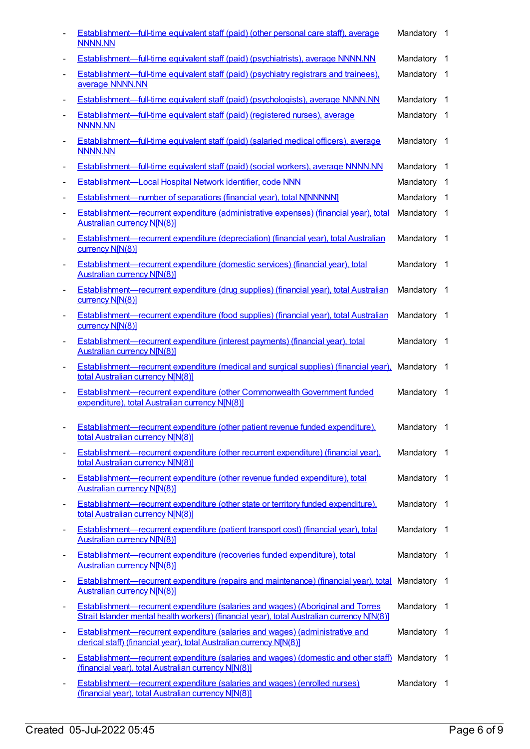- Establishment—full-time equivalent staff (paid) (other personal care staff), average NNNN.NN | Mandatory | 1
- Establishment—full-time equivalent staff (paid) (psychiatrists), average NNNN.NN | Mandatory | 1
- Establishment—full-time equivalent staff (paid) (psychiatry registrars and trainees), average NNNN.NN | Mandatory | 1
- Establishment—full-time equivalent staff (paid) (psychologists), average NNNN.NN | Mandatory | 1
- Establishment—full-time equivalent staff (paid) (registered nurses), average NNNN.NN | Mandatory | 1
- Establishment—full-time equivalent staff (paid) (salaried medical officers), average NNNN.NN | Mandatory | 1
- Establishment—full-time equivalent staff (paid) (social workers), average NNNN.NN | Mandatory | 1
- Establishment—Local Hospital Network identifier, code NNN | Mandatory | 1
- Establishment—number of separations (financial year), total N[NNNNN] | Mandatory | 1
- Establishment—recurrent expenditure (administrative expenses) (financial year), total Australian currency N[N(8)] | Mandatory | 1
- Establishment—recurrent expenditure (depreciation) (financial year), total Australian currency N[N(8)] | Mandatory | 1
- Establishment—recurrent expenditure (domestic services) (financial year), total Australian currency N[N(8)] | Mandatory | 1
- Establishment—recurrent expenditure (drug supplies) (financial year), total Australian currency N[N(8)] | Mandatory | 1
- Establishment—recurrent expenditure (food supplies) (financial year), total Australian currency N[N(8)] | Mandatory | 1
- Establishment—recurrent expenditure (interest payments) (financial year), total Australian currency N[N(8)] | Mandatory | 1
- Establishment—recurrent expenditure (medical and surgical supplies) (financial year), total Australian currency N[N(8)] | Mandatory | 1
- Establishment—recurrent expenditure (other Commonwealth Government funded expenditure), total Australian currency N[N(8)] | Mandatory | 1
- Establishment—recurrent expenditure (other patient revenue funded expenditure), total Australian currency N[N(8)] | Mandatory | 1
- Establishment—recurrent expenditure (other recurrent expenditure) (financial year), total Australian currency N[N(8)] | Mandatory | 1
- Establishment—recurrent expenditure (other revenue funded expenditure), total Australian currency N[N(8)] | Mandatory | 1
- Establishment—recurrent expenditure (other state or territory funded expenditure), total Australian currency N[N(8)] | Mandatory | 1
- Establishment—recurrent expenditure (patient transport cost) (financial year), total Australian currency N[N(8)] | Mandatory | 1
- Establishment—recurrent expenditure (recoveries funded expenditure), total Australian currency N[N(8)] | Mandatory | 1
- Establishment—recurrent expenditure (repairs and maintenance) (financial year), total Australian currency N[N(8)] | Mandatory | 1
- Establishment—recurrent expenditure (salaries and wages) (Aboriginal and Torres Strait Islander mental health workers) (financial year), total Australian currency N[N(8)] | Mandatory | 1
- Establishment—recurrent expenditure (salaries and wages) (administrative and clerical staff) (financial year), total Australian currency N[N(8)] | Mandatory | 1
- Establishment—recurrent expenditure (salaries and wages) (domestic and other staff) (financial year), total Australian currency N[N(8)] | Mandatory | 1
- Establishment—recurrent expenditure (salaries and wages) (enrolled nurses) (financial year), total Australian currency N[N(8)] | Mandatory | 1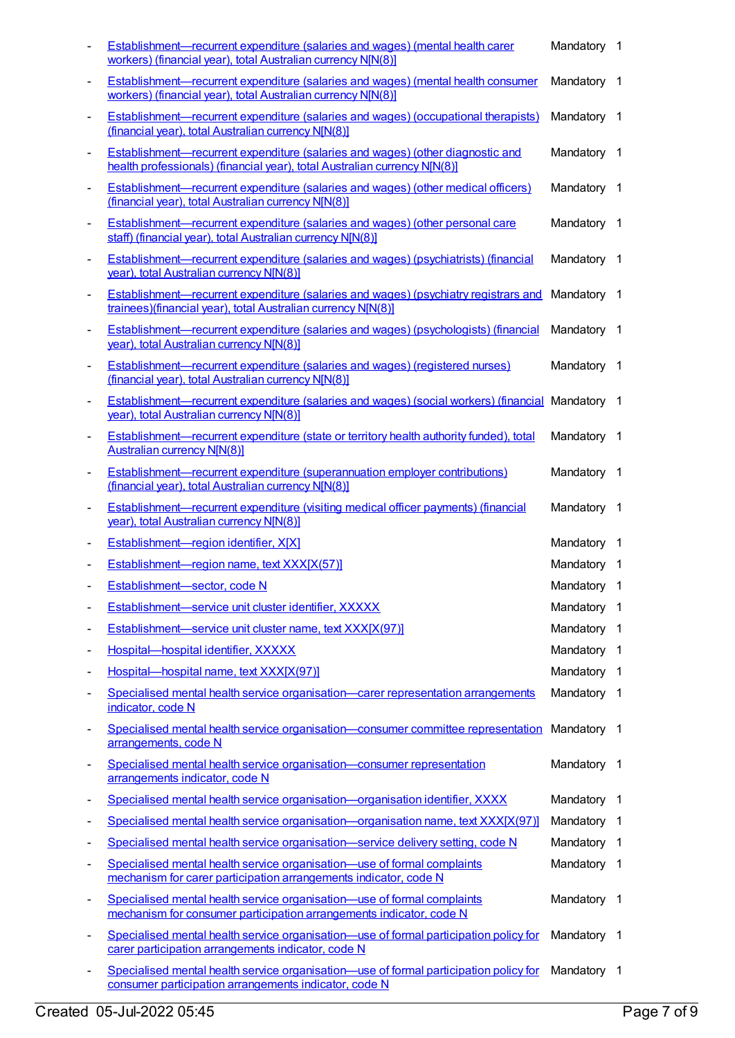- Establishment—recurrent expenditure (salaries and wages) (mental health carer workers) (financial year), total Australian currency N[N(8)] Mandatory 1
- Establishment—recurrent expenditure (salaries and wages) (mental health consumer workers) (financial year), total Australian currency N[N(8)] Mandatory 1
- Establishment—recurrent expenditure (salaries and wages) (occupational therapists) (financial year), total Australian currency N[N(8)] Mandatory 1
- Establishment—recurrent expenditure (salaries and wages) (other diagnostic and health professionals) (financial year), total Australian currency N[N(8)] Mandatory 1
- Establishment—recurrent expenditure (salaries and wages) (other medical officers) (financial year), total Australian currency N[N(8)] Mandatory 1
- Establishment—recurrent expenditure (salaries and wages) (other personal care staff) (financial year), total Australian currency N[N(8)] Mandatory 1
- Establishment—recurrent expenditure (salaries and wages) (psychiatrists) (financial year), total Australian currency N[N(8)] Mandatory 1
- Establishment—recurrent expenditure (salaries and wages) (psychiatry registrars and trainees)(financial year), total Australian currency N[N(8)] Mandatory 1
- Establishment—recurrent expenditure (salaries and wages) (psychologists) (financial year), total Australian currency N[N(8)] Mandatory 1
- Establishment—recurrent expenditure (salaries and wages) (registered nurses) (financial year), total Australian currency N[N(8)] Mandatory 1
- Establishment—recurrent expenditure (salaries and wages) (social workers) (financial year), total Australian currency N[N(8)] Mandatory 1
- Establishment—recurrent expenditure (state or territory health authority funded), total Australian currency N[N(8)] Mandatory 1
- Establishment—recurrent expenditure (superannuation employer contributions) (financial year), total Australian currency N[N(8)] Mandatory 1
- Establishment—recurrent expenditure (visiting medical officer payments) (financial year), total Australian currency N[N(8)] Mandatory 1
- Establishment—region identifier, X[X] Mandatory 1
- Establishment—region name, text XXX[X(57)] Mandatory 1
- Establishment—sector, code N Mandatory 1
- Establishment—service unit cluster identifier, XXXXX Mandatory 1
- Establishment—service unit cluster name, text XXX[X(97)] Mandatory 1
- Hospital—hospital identifier, XXXXX Mandatory 1
- Hospital—hospital name, text XXX[X(97)] Mandatory 1
- Specialised mental health service organisation—carer representation arrangements indicator, code N Mandatory 1
- Specialised mental health service organisation—consumer committee representation arrangements, code N Mandatory 1
- Specialised mental health service organisation—consumer representation arrangements indicator, code N Mandatory 1
- Specialised mental health service organisation—organisation identifier, XXXX Mandatory 1
- Specialised mental health service organisation—organisation name, text XXX[X(97)] Mandatory 1
- Specialised mental health service organisation—service delivery setting, code N Mandatory 1
- Specialised mental health service organisation—use of formal complaints mechanism for carer participation arrangements indicator, code N Mandatory 1
- Specialised mental health service organisation—use of formal complaints mechanism for consumer participation arrangements indicator, code N Mandatory 1
- Specialised mental health service organisation—use of formal participation policy for carer participation arrangements indicator, code N Mandatory 1
- Specialised mental health service organisation—use of formal participation policy for consumer participation arrangements indicator, code N Mandatory 1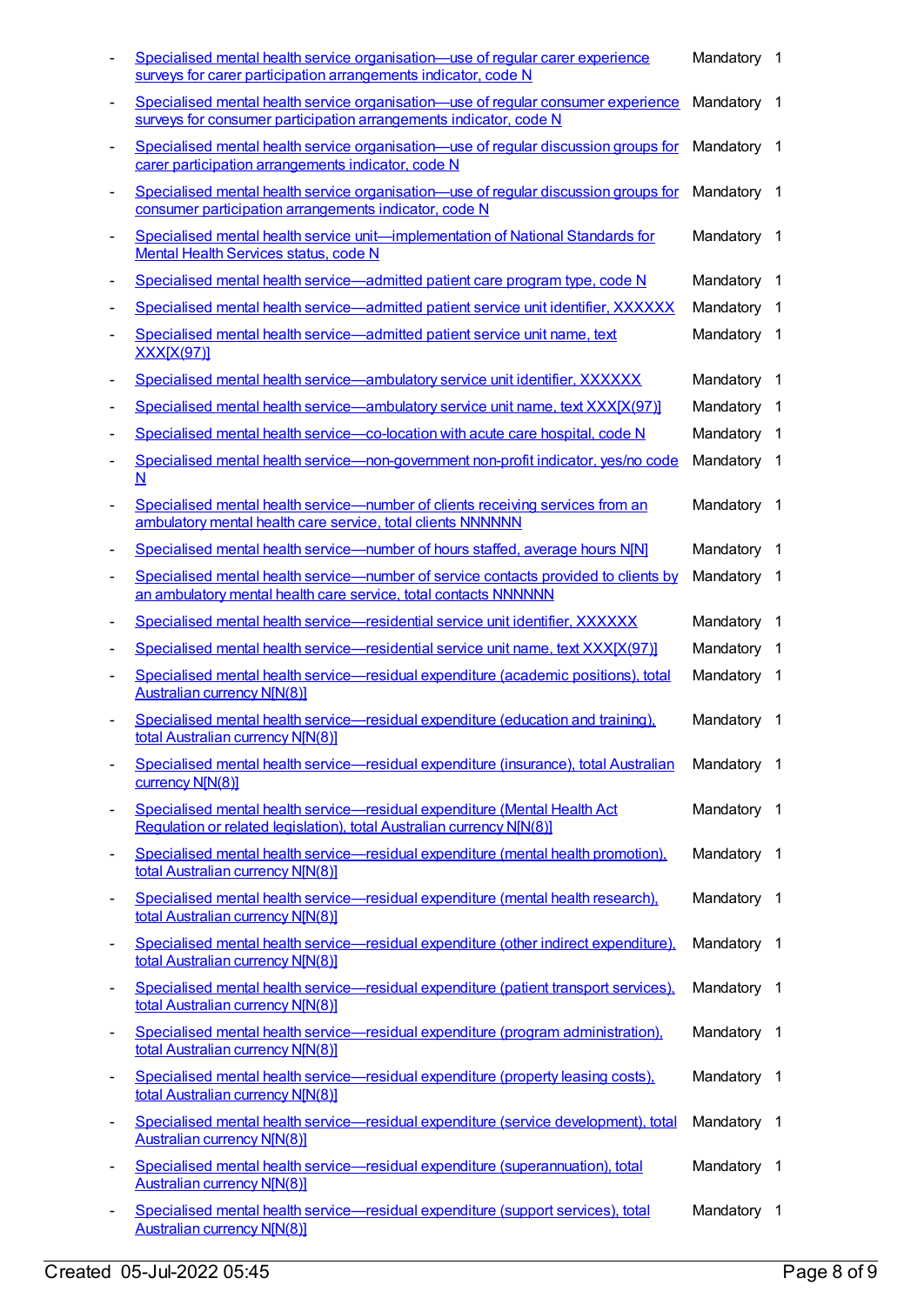- Specialised mental health service organisation—use of regular carer experience surveys for carer participation arrangements indicator, code N Mandatory 1
- Specialised mental health service organisation—use of regular consumer experience surveys for consumer participation arrangements indicator, code N Mandatory 1
- Specialised mental health service organisation—use of regular discussion groups for carer participation arrangements indicator, code N Mandatory 1
- Specialised mental health service organisation—use of regular discussion groups for consumer participation arrangements indicator, code N Mandatory 1
- Specialised mental health service unit—implementation of National Standards for Mental Health Services status, code N Mandatory 1
- Specialised mental health service—admitted patient care program type, code N Mandatory 1
- Specialised mental health service—admitted patient service unit identifier, XXXXXX Mandatory 1
- Specialised mental health service—admitted patient service unit name, text XXX[X(97)] Mandatory 1
- Specialised mental health service—ambulatory service unit identifier, XXXXXX Mandatory 1
- Specialised mental health service—ambulatory service unit name, text XXX[X(97)] Mandatory 1
- Specialised mental health service—co-location with acute care hospital, code N Mandatory 1
- Specialised mental health service—non-government non-profit indicator, yes/no code N Mandatory 1
- Specialised mental health service—number of clients receiving services from an ambulatory mental health care service, total clients NNNNNN Mandatory 1
- Specialised mental health service—number of hours staffed, average hours N[N] Mandatory 1
- Specialised mental health service—number of service contacts provided to clients by an ambulatory mental health care service, total contacts NNNNNN Mandatory 1
- Specialised mental health service—residential service unit identifier, XXXXXX Mandatory 1
- Specialised mental health service—residential service unit name, text XXX[X(97)] Mandatory 1
- Specialised mental health service—residual expenditure (academic positions), total Australian currency N[N(8)] Mandatory 1
- Specialised mental health service—residual expenditure (education and training), total Australian currency N[N(8)] Mandatory 1
- Specialised mental health service—residual expenditure (insurance), total Australian currency N[N(8)] Mandatory 1
- Specialised mental health service—residual expenditure (Mental Health Act Regulation or related legislation), total Australian currency N[N(8)] Mandatory 1
- Specialised mental health service—residual expenditure (mental health promotion), total Australian currency N[N(8)] Mandatory 1
- Specialised mental health service—residual expenditure (mental health research), total Australian currency N[N(8)] Mandatory 1
- Specialised mental health service—residual expenditure (other indirect expenditure), total Australian currency N[N(8)] Mandatory 1
- Specialised mental health service—residual expenditure (patient transport services), total Australian currency N[N(8)] Mandatory 1
- Specialised mental health service—residual expenditure (program administration), total Australian currency N[N(8)] Mandatory 1
- Specialised mental health service—residual expenditure (property leasing costs), total Australian currency N[N(8)] Mandatory 1
- Specialised mental health service—residual expenditure (service development), total Australian currency N[N(8)] Mandatory 1
- Specialised mental health service—residual expenditure (superannuation), total Australian currency N[N(8)] Mandatory 1
- Specialised mental health service—residual expenditure (support services), total Australian currency N[N(8)] Mandatory 1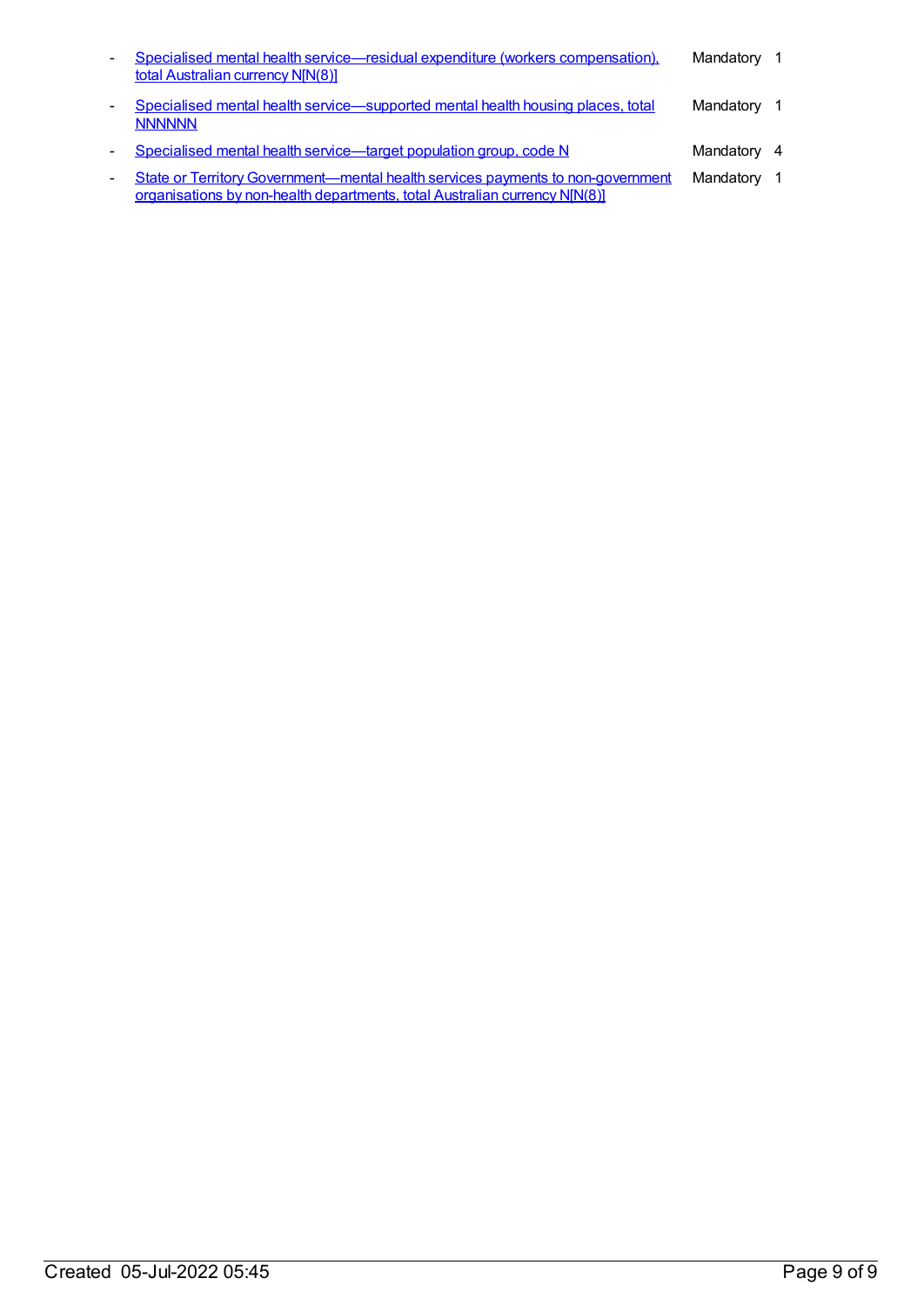| | | |
|---|---|---|
| - [Specialised mental health service—residual expenditure (workers compensation), total Australian currency N[N(8)]] | Mandatory | 1 |
| - [Specialised mental health service—supported mental health housing places, total NNNNNN] | Mandatory | 1 |
| - [Specialised mental health service—target population group, code N] | Mandatory | 4 |
| - [State or Territory Government—mental health services payments to non-government organisations by non-health departments, total Australian currency N[N(8)]] | Mandatory | 1 |

Created 05-Jul-2022 05:45